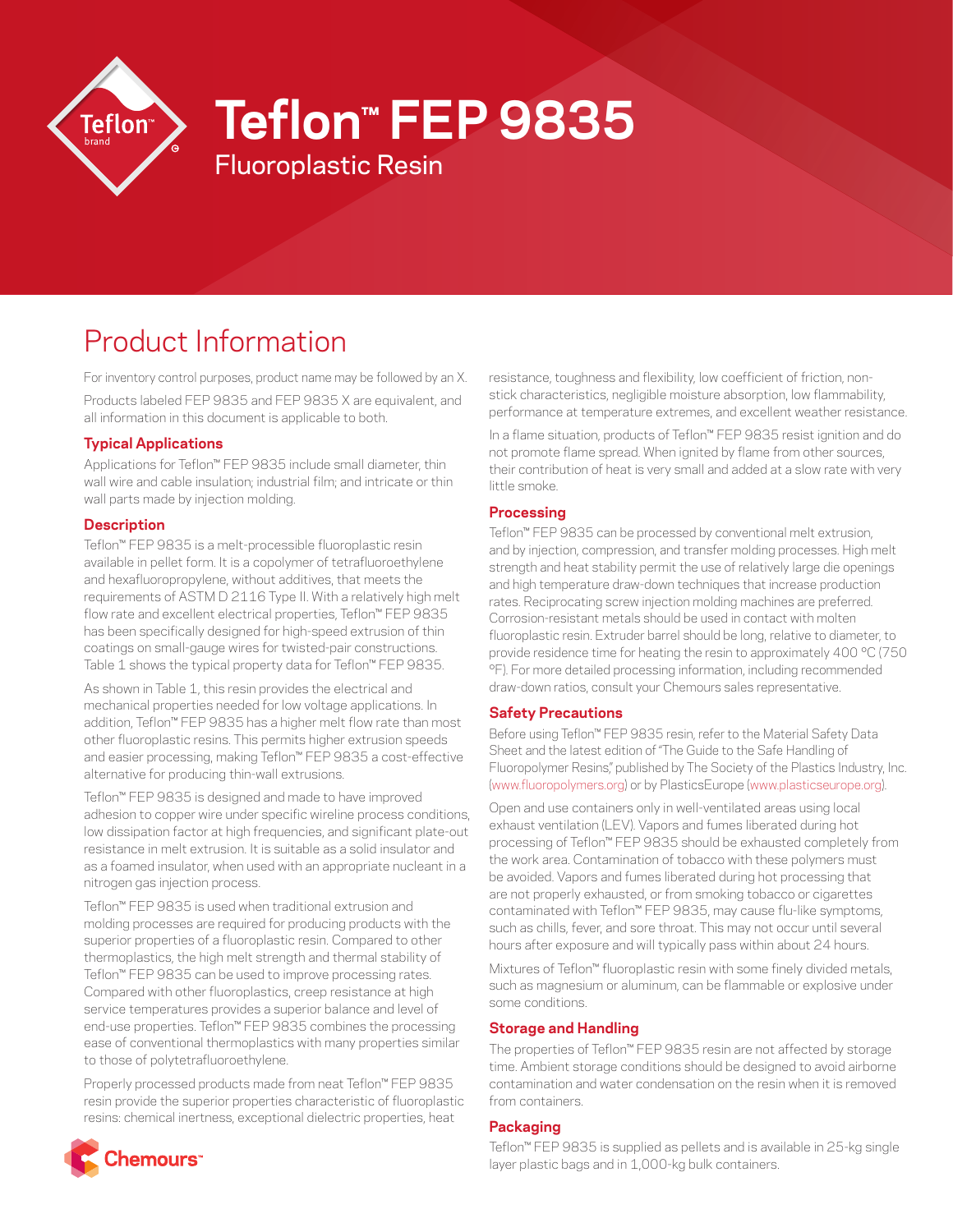# Teflon™ FEP 9835

## Fluoroplastic Resin

## Product Information

For inventory control purposes, product name may be followed by an X.

Products labeled FEP 9835 and FEP 9835 X are equivalent, and all information in this document is applicable to both.

### Typical Applications

Applications for Teflon™ FEP 9835 include small diameter, thin wall wire and cable insulation; industrial film; and intricate or thin wall parts made by injection molding.

### Description

Teflon™ FEP 9835 is a melt-processible fluoroplastic resin available in pellet form. It is a copolymer of tetrafluoroethylene and hexafluoropropylene, without additives, that meets the requirements of ASTM D 2116 Type II. With a relatively high melt flow rate and excellent electrical properties, Teflon™ FEP 9835 has been specifically designed for high-speed extrusion of thin coatings on small-gauge wires for twisted-pair constructions. Table 1 shows the typical property data for Teflon™ FEP 9835.

As shown in Table 1, this resin provides the electrical and mechanical properties needed for low voltage applications. In addition, Teflon™ FEP 9835 has a higher melt flow rate than most other fluoroplastic resins. This permits higher extrusion speeds and easier processing, making Teflon™ FEP 9835 a cost-effective alternative for producing thin-wall extrusions.

Teflon™ FEP 9835 is designed and made to have improved adhesion to copper wire under specific wireline process conditions, low dissipation factor at high frequencies, and significant plate-out resistance in melt extrusion. It is suitable as a solid insulator and as a foamed insulator, when used with an appropriate nucleant in a nitrogen gas injection process.

Teflon™ FEP 9835 is used when traditional extrusion and molding processes are required for producing products with the superior properties of a fluoroplastic resin. Compared to other thermoplastics, the high melt strength and thermal stability of Teflon™ FEP 9835 can be used to improve processing rates. Compared with other fluoroplastics, creep resistance at high service temperatures provides a superior balance and level of end-use properties. Teflon™ FEP 9835 combines the processing ease of conventional thermoplastics with many properties similar to those of polytetrafluoroethylene.

Properly processed products made from neat Teflon™ FEP 9835 resin provide the superior properties characteristic of fluoroplastic resins: chemical inertness, exceptional dielectric properties, heat resistance, toughness and flexibility, low coefficient of friction, non-stick characteristics, negligible moisture absorption, low flammability, performance at temperature extremes, and excellent weather resistance.

In a flame situation, products of Teflon™ FEP 9835 resist ignition and do not promote flame spread. When ignited by flame from other sources, their contribution of heat is very small and added at a slow rate with very little smoke.

### Processing

Teflon™ FEP 9835 can be processed by conventional melt extrusion, and by injection, compression, and transfer molding processes. High melt strength and heat stability permit the use of relatively large die openings and high temperature draw-down techniques that increase production rates. Reciprocating screw injection molding machines are preferred. Corrosion-resistant metals should be used in contact with molten fluoroplastic resin. Extruder barrel should be long, relative to diameter, to provide residence time for heating the resin to approximately 400 °C (750 °F). For more detailed processing information, including recommended draw-down ratios, consult your Chemours sales representative.

### Safety Precautions

Before using Teflon™ FEP 9835 resin, refer to the Material Safety Data Sheet and the latest edition of "The Guide to the Safe Handling of Fluoropolymer Resins," published by The Society of the Plastics Industry, Inc. (www.fluoropolymers.org) or by PlasticsEurope (www.plasticseurope.org).

Open and use containers only in well-ventilated areas using local exhaust ventilation (LEV). Vapors and fumes liberated during hot processing of Teflon™ FEP 9835 should be exhausted completely from the work area. Contamination of tobacco with these polymers must be avoided. Vapors and fumes liberated during hot processing that are not properly exhausted, or from smoking tobacco or cigarettes contaminated with Teflon™ FEP 9835, may cause flu-like symptoms, such as chills, fever, and sore throat. This may not occur until several hours after exposure and will typically pass within about 24 hours.

Mixtures of Teflon™ fluoroplastic resin with some finely divided metals, such as magnesium or aluminum, can be flammable or explosive under some conditions.

### Storage and Handling

The properties of Teflon™ FEP 9835 resin are not affected by storage time. Ambient storage conditions should be designed to avoid airborne contamination and water condensation on the resin when it is removed from containers.

### Packaging

Teflon™ FEP 9835 is supplied as pellets and is available in 25-kg single layer plastic bags and in 1,000-kg bulk containers.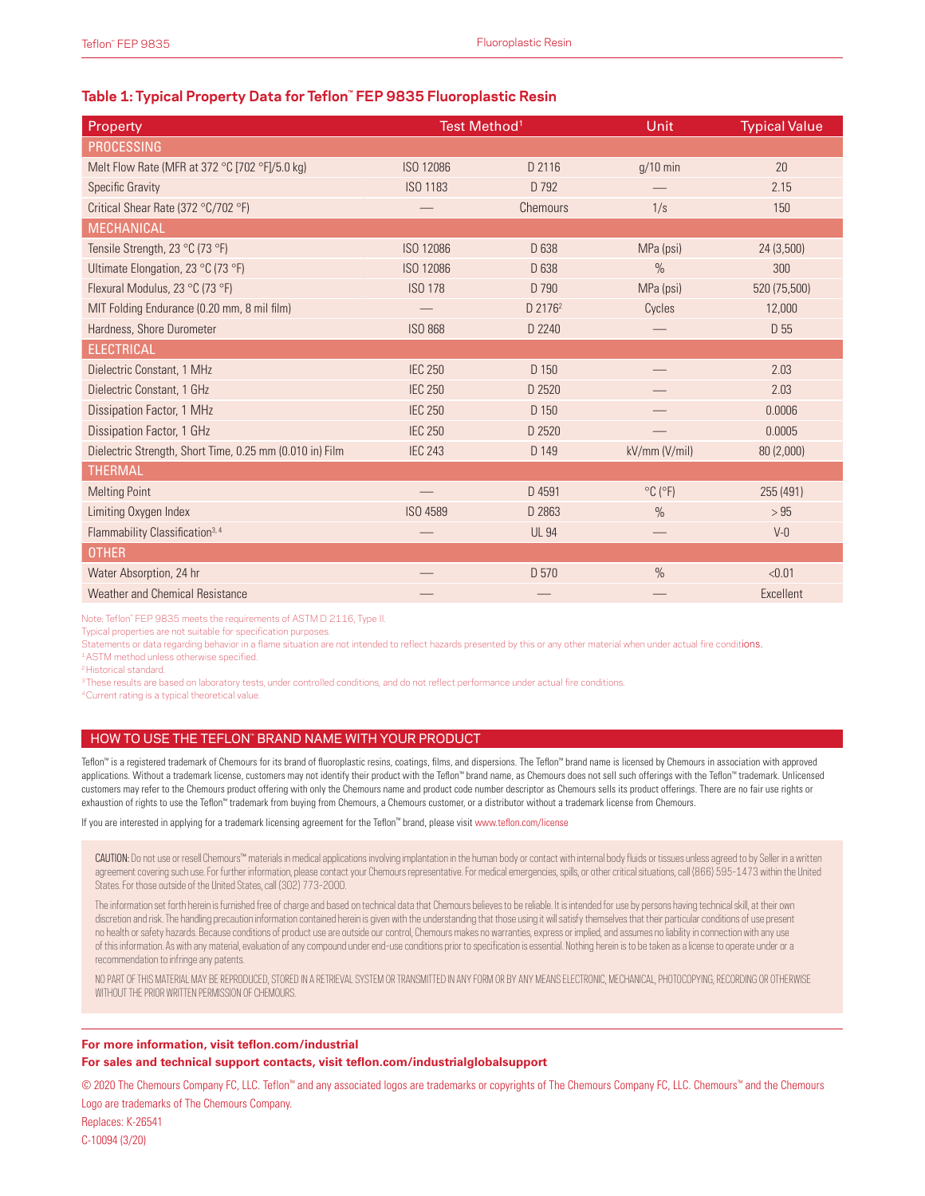## Table 1: Typical Property Data for Teflon™ FEP 9835 Fluoroplastic Resin

| Property | Test Method[1] | | Unit | Typical Value |
|---|---|---|---|---|
| **PROCESSING** | | | | |
| Melt Flow Rate (MFR at 372 °C [702 °F]/5.0 kg) | ISO 12086 | D 2116 | g/10 min | 20 |
| Specific Gravity | ISO 1183 | D 792 | — | 2.15 |
| Critical Shear Rate (372 °C/702 °F) | — | Chemours | 1/s | 150 |
| **MECHANICAL** | | | | |
| Tensile Strength, 23 °C (73 °F) | ISO 12086 | D 638 | MPa (psi) | 24 (3,500) |
| Ultimate Elongation, 23 °C (73 °F) | ISO 12086 | D 638 | % | 300 |
| Flexural Modulus, 23 °C (73 °F) | ISO 178 | D 790 | MPa (psi) | 520 (75,500) |
| MIT Folding Endurance (0.20 mm, 8 mil film) | — | D 2176[2] | Cycles | 12,000 |
| Hardness, Shore Durometer | ISO 868 | D 2240 | — | D 55 |
| **ELECTRICAL** | | | | |
| Dielectric Constant, 1 MHz | IEC 250 | D 150 | — | 2.03 |
| Dielectric Constant, 1 GHz | IEC 250 | D 2520 | — | 2.03 |
| Dissipation Factor, 1 MHz | IEC 250 | D 150 | — | 0.0006 |
| Dissipation Factor, 1 GHz | IEC 250 | D 2520 | — | 0.0005 |
| Dielectric Strength, Short Time, 0.25 mm (0.010 in) Film | IEC 243 | D 149 | kV/mm (V/mil) | 80 (2,000) |
| **THERMAL** | | | | |
| Melting Point | — | D 4591 | °C (°F) | 255 (491) |
| Limiting Oxygen Index | ISO 4589 | D 2863 | % | > 95 |
| Flammability Classification[3, 4] | — | UL 94 | — | V-0 |
| **OTHER** | | | | |
| Water Absorption, 24 hr | — | D 570 | % | <0.01 |
| Weather and Chemical Resistance | — | — | — | Excellent |

Note: Teflon™ FEP 9835 meets the requirements of ASTM D 2116, Type II.

Typical properties are not suitable for specification purposes.

Statements or data regarding behavior in a flame situation are not intended to reflect hazards presented by this or any other material when under actual fire conditions.

[1] ASTM method unless otherwise specified.

[2] Historical standard.

[3] These results are based on laboratory tests, under controlled conditions, and do not reflect performance under actual fire conditions.

[4] Current rating is a typical theoretical value.

## HOW TO USE THE TEFLON™ BRAND NAME WITH YOUR PRODUCT

Teflon™ is a registered trademark of Chemours for its brand of fluoroplastic resins, coatings, films, and dispersions. The Teflon™ brand name is licensed by Chemours in association with approved applications. Without a trademark license, customers may not identify their product with the Teflon™ brand name, as Chemours does not sell such offerings with the Teflon™ trademark. Unlicensed customers may refer to the Chemours product offering with only the Chemours name and product code number descriptor as Chemours sells its product offerings. There are no fair use rights or exhaustion of rights to use the Teflon™ trademark from buying from Chemours, a Chemours customer, or a distributor without a trademark license from Chemours.

If you are interested in applying for a trademark licensing agreement for the Teflon™ brand, please visit www.teflon.com/license

CAUTION: Do not use or resell Chemours™ materials in medical applications involving implantation in the human body or contact with internal body fluids or tissues unless agreed to by Seller in a written agreement covering such use. For further information, please contact your Chemours representative. For medical emergencies, spills, or other critical situations, call (866) 595-1473 within the United States. For those outside of the United States, call (302) 773-2000.

The information set forth herein is furnished free of charge and based on technical data that Chemours believes to be reliable. It is intended for use by persons having technical skill, at their own discretion and risk. The handling precaution information contained herein is given with the understanding that those using it will satisfy themselves that their particular conditions of use present no health or safety hazards. Because conditions of product use are outside our control, Chemours makes no warranties, express or implied, and assumes no liability in connection with any use of this information. As with any material, evaluation of any compound under end-use conditions prior to specification is essential. Nothing herein is to be taken as a license to operate under or a recommendation to infringe any patents.

NO PART OF THIS MATERIAL MAY BE REPRODUCED, STORED IN A RETRIEVAL SYSTEM OR TRANSMITTED IN ANY FORM OR BY ANY MEANS ELECTRONIC, MECHANICAL, PHOTOCOPYING, RECORDING OR OTHERWISE WITHOUT THE PRIOR WRITTEN PERMISSION OF CHEMOURS.

**For more information, visit teflon.com/industrial**

**For sales and technical support contacts, visit teflon.com/industrialglobalsupport**

© 2020 The Chemours Company FC, LLC. Teflon™ and any associated logos are trademarks or copyrights of The Chemours Company FC, LLC. Chemours™ and the Chemours Logo are trademarks of The Chemours Company.

Replaces: K-26541

C-10094 (3/20)